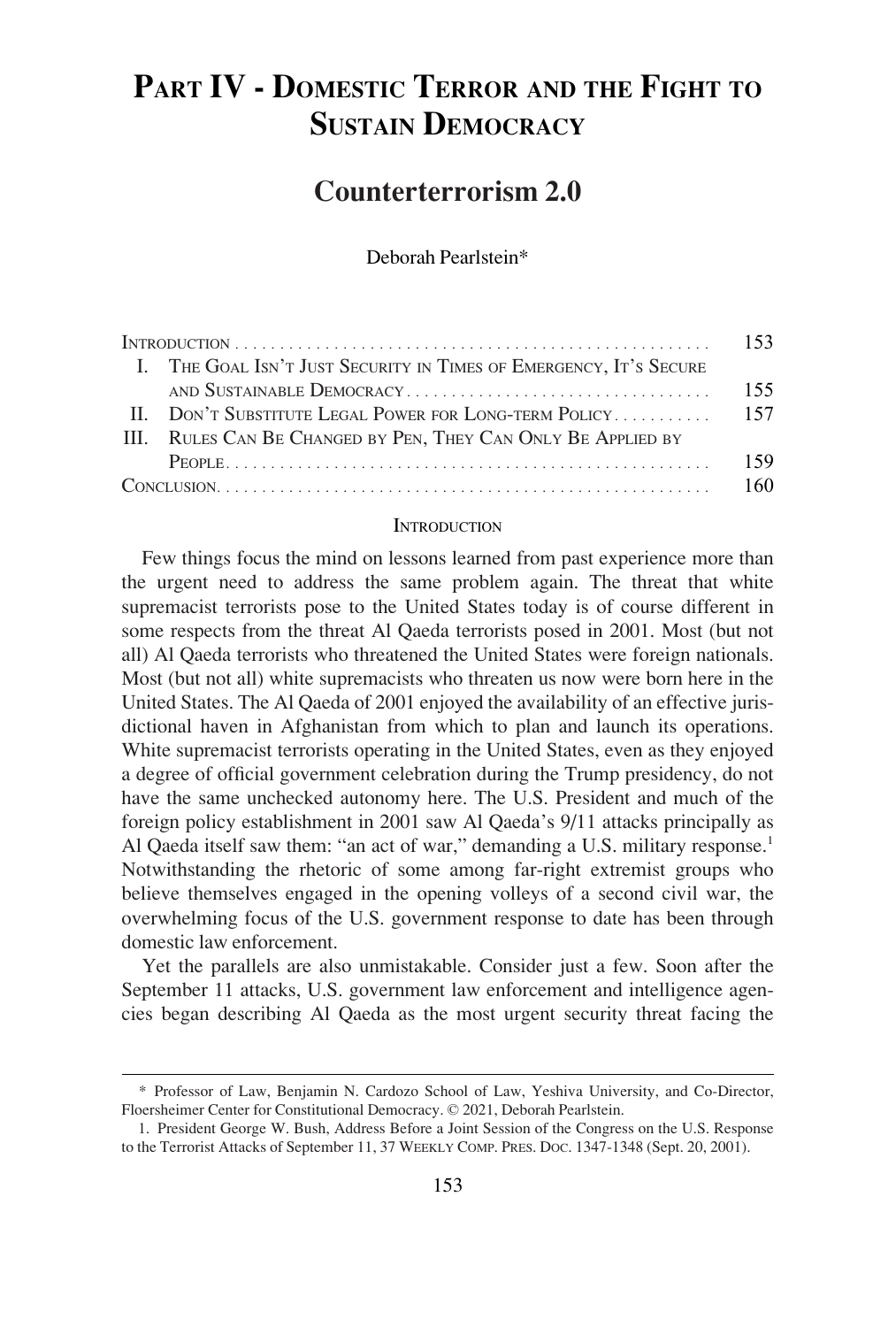# PART IV - DOMESTIC TERROR AND THE FIGHT TO SUSTAIN DEMOCRACY

## Counterterrorism 2.0

Deborah Pearlstein*

| | |
|---|---|
| INTRODUCTION | 153 |
| I. THE GOAL ISN'T JUST SECURITY IN TIMES OF EMERGENCY, IT'S SECURE AND SUSTAINABLE DEMOCRACY | 155 |
| II. DON'T SUBSTITUTE LEGAL POWER FOR LONG-TERM POLICY | 157 |
| III. RULES CAN BE CHANGED BY PEN, THEY CAN ONLY BE APPLIED BY PEOPLE | 159 |
| CONCLUSION | 160 |

### INTRODUCTION

Few things focus the mind on lessons learned from past experience more than the urgent need to address the same problem again. The threat that white supremacist terrorists pose to the United States today is of course different in some respects from the threat Al Qaeda terrorists posed in 2001. Most (but not all) Al Qaeda terrorists who threatened the United States were foreign nationals. Most (but not all) white supremacists who threaten us now were born here in the United States. The Al Qaeda of 2001 enjoyed the availability of an effective jurisdictional haven in Afghanistan from which to plan and launch its operations. White supremacist terrorists operating in the United States, even as they enjoyed a degree of official government celebration during the Trump presidency, do not have the same unchecked autonomy here. The U.S. President and much of the foreign policy establishment in 2001 saw Al Qaeda's 9/11 attacks principally as Al Qaeda itself saw them: "an act of war," demanding a U.S. military response.[1] Notwithstanding the rhetoric of some among far-right extremist groups who believe themselves engaged in the opening volleys of a second civil war, the overwhelming focus of the U.S. government response to date has been through domestic law enforcement.

Yet the parallels are also unmistakable. Consider just a few. Soon after the September 11 attacks, U.S. government law enforcement and intelligence agencies began describing Al Qaeda as the most urgent security threat facing the

---

\* Professor of Law, Benjamin N. Cardozo School of Law, Yeshiva University, and Co-Director, Floersheimer Center for Constitutional Democracy. © 2021, Deborah Pearlstein.

1. President George W. Bush, Address Before a Joint Session of the Congress on the U.S. Response to the Terrorist Attacks of September 11, 37 WEEKLY COMP. PRES. DOC. 1347-1348 (Sept. 20, 2001).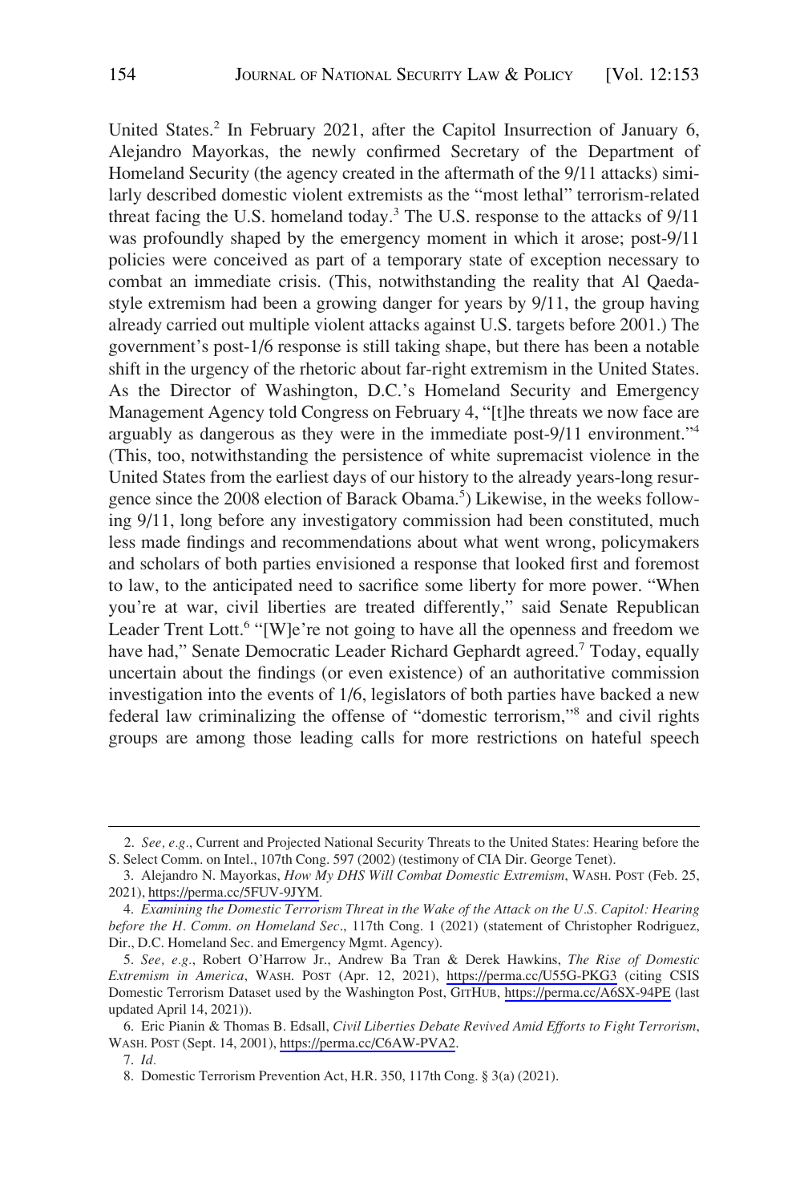United States.[2] In February 2021, after the Capitol Insurrection of January 6, Alejandro Mayorkas, the newly confirmed Secretary of the Department of Homeland Security (the agency created in the aftermath of the 9/11 attacks) similarly described domestic violent extremists as the "most lethal" terrorism-related threat facing the U.S. homeland today.[3] The U.S. response to the attacks of 9/11 was profoundly shaped by the emergency moment in which it arose; post-9/11 policies were conceived as part of a temporary state of exception necessary to combat an immediate crisis. (This, notwithstanding the reality that Al Qaeda-style extremism had been a growing danger for years by 9/11, the group having already carried out multiple violent attacks against U.S. targets before 2001.) The government's post-1/6 response is still taking shape, but there has been a notable shift in the urgency of the rhetoric about far-right extremism in the United States. As the Director of Washington, D.C.'s Homeland Security and Emergency Management Agency told Congress on February 4, "[t]he threats we now face are arguably as dangerous as they were in the immediate post-9/11 environment."[4] (This, too, notwithstanding the persistence of white supremacist violence in the United States from the earliest days of our history to the already years-long resurgence since the 2008 election of Barack Obama.[5]) Likewise, in the weeks following 9/11, long before any investigatory commission had been constituted, much less made findings and recommendations about what went wrong, policymakers and scholars of both parties envisioned a response that looked first and foremost to law, to the anticipated need to sacrifice some liberty for more power. "When you're at war, civil liberties are treated differently," said Senate Republican Leader Trent Lott.[6] "[W]e're not going to have all the openness and freedom we have had," Senate Democratic Leader Richard Gephardt agreed.[7] Today, equally uncertain about the findings (or even existence) of an authoritative commission investigation into the events of 1/6, legislators of both parties have backed a new federal law criminalizing the offense of "domestic terrorism,"[8] and civil rights groups are among those leading calls for more restrictions on hateful speech

---

2. *See, e.g.*, Current and Projected National Security Threats to the United States: Hearing before the S. Select Comm. on Intel., 107th Cong. 597 (2002) (testimony of CIA Dir. George Tenet).

3. Alejandro N. Mayorkas, *How My DHS Will Combat Domestic Extremism*, WASH. POST (Feb. 25, 2021), https://perma.cc/5FUV-9JYM.

4. *Examining the Domestic Terrorism Threat in the Wake of the Attack on the U.S. Capitol: Hearing before the H. Comm. on Homeland Sec*., 117th Cong. 1 (2021) (statement of Christopher Rodriguez, Dir., D.C. Homeland Sec. and Emergency Mgmt. Agency).

5. *See, e.g.*, Robert O'Harrow Jr., Andrew Ba Tran & Derek Hawkins, *The Rise of Domestic Extremism in America*, WASH. POST (Apr. 12, 2021), https://perma.cc/U55G-PKG3 (citing CSIS Domestic Terrorism Dataset used by the Washington Post, GITHUB, https://perma.cc/A6SX-94PE (last updated April 14, 2021)).

6. Eric Pianin & Thomas B. Edsall, *Civil Liberties Debate Revived Amid Efforts to Fight Terrorism*, WASH. POST (Sept. 14, 2001), https://perma.cc/C6AW-PVA2.

7. *Id.*

8. Domestic Terrorism Prevention Act, H.R. 350, 117th Cong. § 3(a) (2021).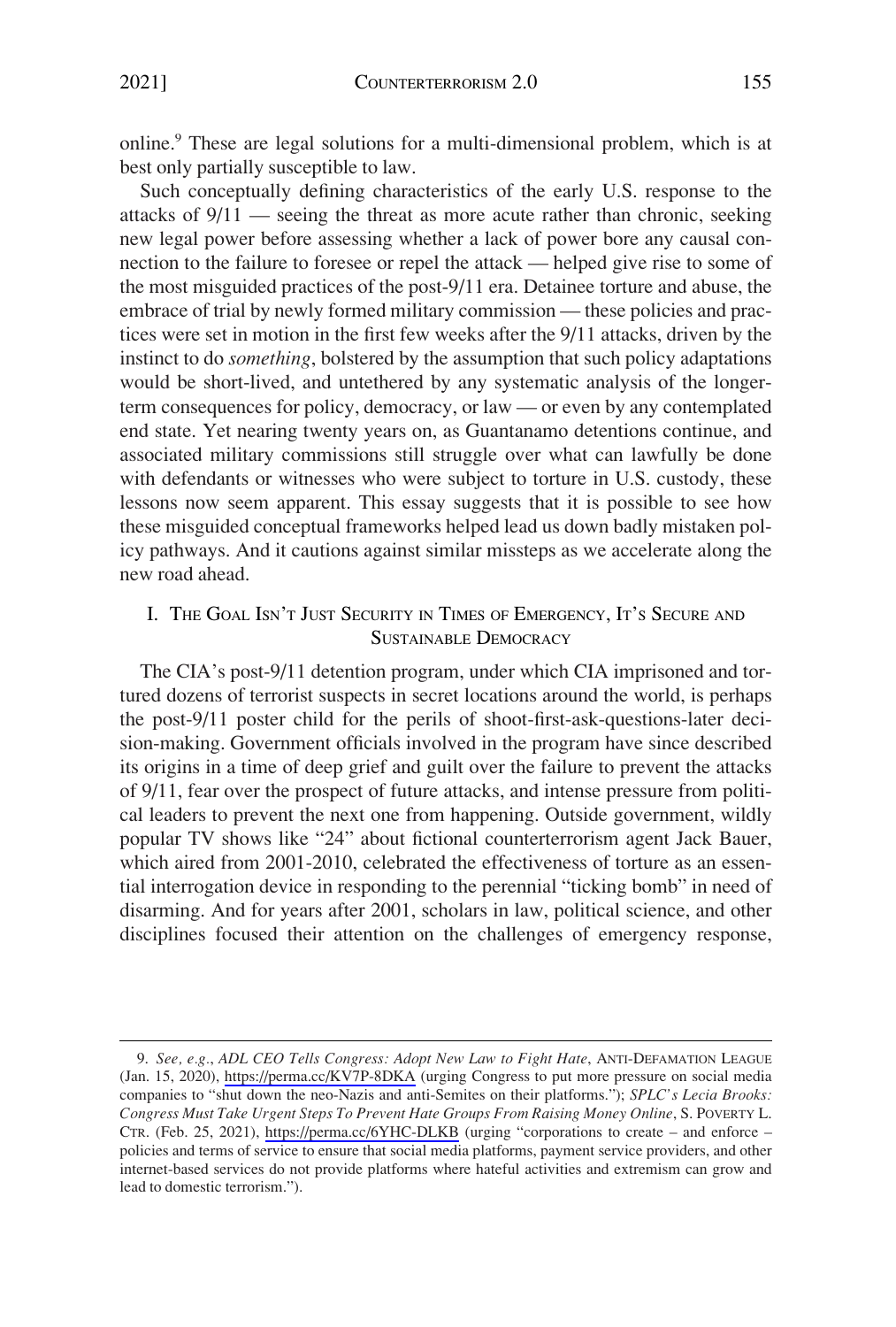online.[9] These are legal solutions for a multi-dimensional problem, which is at best only partially susceptible to law.

Such conceptually defining characteristics of the early U.S. response to the attacks of 9/11 — seeing the threat as more acute rather than chronic, seeking new legal power before assessing whether a lack of power bore any causal connection to the failure to foresee or repel the attack — helped give rise to some of the most misguided practices of the post-9/11 era. Detainee torture and abuse, the embrace of trial by newly formed military commission — these policies and practices were set in motion in the first few weeks after the 9/11 attacks, driven by the instinct to do *something*, bolstered by the assumption that such policy adaptations would be short-lived, and untethered by any systematic analysis of the longer-term consequences for policy, democracy, or law — or even by any contemplated end state. Yet nearing twenty years on, as Guantanamo detentions continue, and associated military commissions still struggle over what can lawfully be done with defendants or witnesses who were subject to torture in U.S. custody, these lessons now seem apparent. This essay suggests that it is possible to see how these misguided conceptual frameworks helped lead us down badly mistaken policy pathways. And it cautions against similar missteps as we accelerate along the new road ahead.

## I. The Goal Isn't Just Security in Times of Emergency, It's Secure and Sustainable Democracy

The CIA's post-9/11 detention program, under which CIA imprisoned and tortured dozens of terrorist suspects in secret locations around the world, is perhaps the post-9/11 poster child for the perils of shoot-first-ask-questions-later decision-making. Government officials involved in the program have since described its origins in a time of deep grief and guilt over the failure to prevent the attacks of 9/11, fear over the prospect of future attacks, and intense pressure from political leaders to prevent the next one from happening. Outside government, wildly popular TV shows like "24" about fictional counterterrorism agent Jack Bauer, which aired from 2001-2010, celebrated the effectiveness of torture as an essential interrogation device in responding to the perennial "ticking bomb" in need of disarming. And for years after 2001, scholars in law, political science, and other disciplines focused their attention on the challenges of emergency response,

---

9. *See, e.g.*, *ADL CEO Tells Congress: Adopt New Law to Fight Hate*, ANTI-DEFAMATION LEAGUE (Jan. 15, 2020), https://perma.cc/KV7P-8DKA (urging Congress to put more pressure on social media companies to "shut down the neo-Nazis and anti-Semites on their platforms."); *SPLC's Lecia Brooks: Congress Must Take Urgent Steps To Prevent Hate Groups From Raising Money Online*, S. POVERTY L. CTR. (Feb. 25, 2021), https://perma.cc/6YHC-DLKB (urging "corporations to create – and enforce – policies and terms of service to ensure that social media platforms, payment service providers, and other internet-based services do not provide platforms where hateful activities and extremism can grow and lead to domestic terrorism.").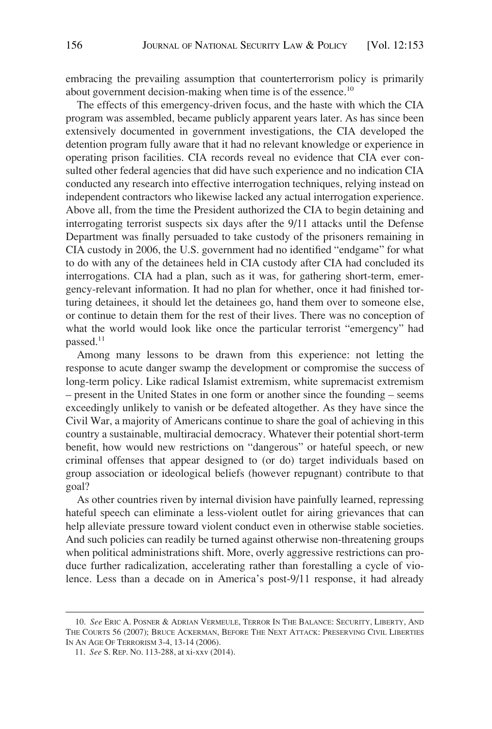embracing the prevailing assumption that counterterrorism policy is primarily about government decision-making when time is of the essence.[10]

The effects of this emergency-driven focus, and the haste with which the CIA program was assembled, became publicly apparent years later. As has since been extensively documented in government investigations, the CIA developed the detention program fully aware that it had no relevant knowledge or experience in operating prison facilities. CIA records reveal no evidence that CIA ever consulted other federal agencies that did have such experience and no indication CIA conducted any research into effective interrogation techniques, relying instead on independent contractors who likewise lacked any actual interrogation experience. Above all, from the time the President authorized the CIA to begin detaining and interrogating terrorist suspects six days after the 9/11 attacks until the Defense Department was finally persuaded to take custody of the prisoners remaining in CIA custody in 2006, the U.S. government had no identified "endgame" for what to do with any of the detainees held in CIA custody after CIA had concluded its interrogations. CIA had a plan, such as it was, for gathering short-term, emergency-relevant information. It had no plan for whether, once it had finished torturing detainees, it should let the detainees go, hand them over to someone else, or continue to detain them for the rest of their lives. There was no conception of what the world would look like once the particular terrorist "emergency" had passed.[11]

Among many lessons to be drawn from this experience: not letting the response to acute danger swamp the development or compromise the success of long-term policy. Like radical Islamist extremism, white supremacist extremism – present in the United States in one form or another since the founding – seems exceedingly unlikely to vanish or be defeated altogether. As they have since the Civil War, a majority of Americans continue to share the goal of achieving in this country a sustainable, multiracial democracy. Whatever their potential short-term benefit, how would new restrictions on "dangerous" or hateful speech, or new criminal offenses that appear designed to (or do) target individuals based on group association or ideological beliefs (however repugnant) contribute to that goal?

As other countries riven by internal division have painfully learned, repressing hateful speech can eliminate a less-violent outlet for airing grievances that can help alleviate pressure toward violent conduct even in otherwise stable societies. And such policies can readily be turned against otherwise non-threatening groups when political administrations shift. More, overly aggressive restrictions can produce further radicalization, accelerating rather than forestalling a cycle of violence. Less than a decade on in America's post-9/11 response, it had already

10. *See* ERIC A. POSNER & ADRIAN VERMEULE, TERROR IN THE BALANCE: SECURITY, LIBERTY, AND THE COURTS 56 (2007); BRUCE ACKERMAN, BEFORE THE NEXT ATTACK: PRESERVING CIVIL LIBERTIES IN AN AGE OF TERRORISM 3-4, 13-14 (2006).

11. *See* S. REP. NO. 113-288, at xi-xxv (2014).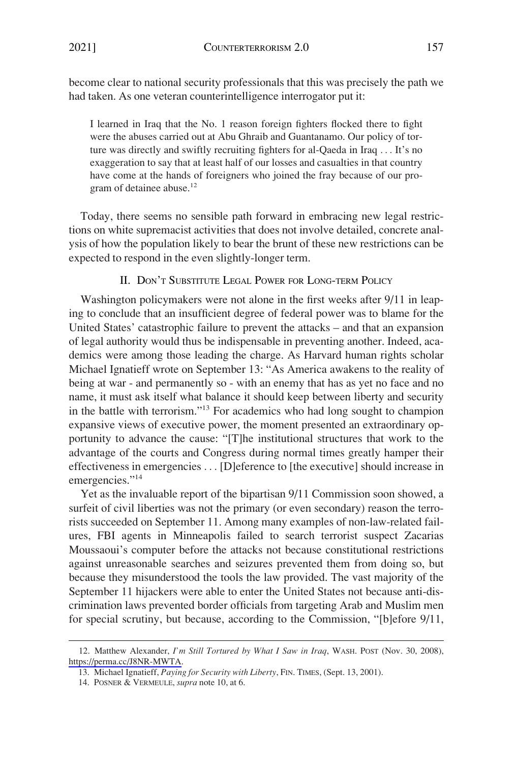become clear to national security professionals that this was precisely the path we had taken. As one veteran counterintelligence interrogator put it:

> I learned in Iraq that the No. 1 reason foreign fighters flocked there to fight were the abuses carried out at Abu Ghraib and Guantanamo. Our policy of torture was directly and swiftly recruiting fighters for al-Qaeda in Iraq . . . It's no exaggeration to say that at least half of our losses and casualties in that country have come at the hands of foreigners who joined the fray because of our program of detainee abuse.[12]

Today, there seems no sensible path forward in embracing new legal restrictions on white supremacist activities that does not involve detailed, concrete analysis of how the population likely to bear the brunt of these new restrictions can be expected to respond in the even slightly-longer term.

## II. Don't Substitute Legal Power for Long-term Policy

Washington policymakers were not alone in the first weeks after 9/11 in leaping to conclude that an insufficient degree of federal power was to blame for the United States' catastrophic failure to prevent the attacks – and that an expansion of legal authority would thus be indispensable in preventing another. Indeed, academics were among those leading the charge. As Harvard human rights scholar Michael Ignatieff wrote on September 13: "As America awakens to the reality of being at war - and permanently so - with an enemy that has as yet no face and no name, it must ask itself what balance it should keep between liberty and security in the battle with terrorism."[13] For academics who had long sought to champion expansive views of executive power, the moment presented an extraordinary opportunity to advance the cause: "[T]he institutional structures that work to the advantage of the courts and Congress during normal times greatly hamper their effectiveness in emergencies . . . [D]eference to [the executive] should increase in emergencies."[14]

Yet as the invaluable report of the bipartisan 9/11 Commission soon showed, a surfeit of civil liberties was not the primary (or even secondary) reason the terrorists succeeded on September 11. Among many examples of non-law-related failures, FBI agents in Minneapolis failed to search terrorist suspect Zacarias Moussaoui's computer before the attacks not because constitutional restrictions against unreasonable searches and seizures prevented them from doing so, but because they misunderstood the tools the law provided. The vast majority of the September 11 hijackers were able to enter the United States not because anti-discrimination laws prevented border officials from targeting Arab and Muslim men for special scrutiny, but because, according to the Commission, "[b]efore 9/11,

---

12. Matthew Alexander, *I'm Still Tortured by What I Saw in Iraq*, Wash. Post (Nov. 30, 2008), https://perma.cc/J8NR-MWTA.

13. Michael Ignatieff, *Paying for Security with Liberty*, Fin. Times, (Sept. 13, 2001).

14. Posner & Vermeule, *supra* note 10, at 6.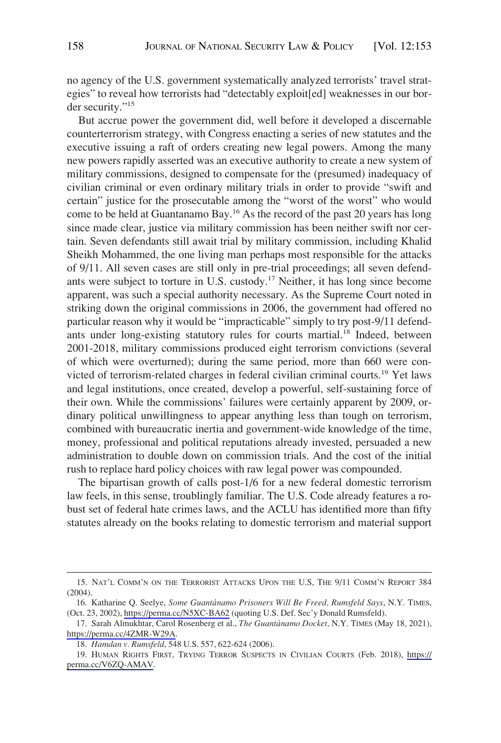no agency of the U.S. government systematically analyzed terrorists' travel strategies" to reveal how terrorists had "detectably exploit[ed] weaknesses in our border security."[15]

But accrue power the government did, well before it developed a discernable counterterrorism strategy, with Congress enacting a series of new statutes and the executive issuing a raft of orders creating new legal powers. Among the many new powers rapidly asserted was an executive authority to create a new system of military commissions, designed to compensate for the (presumed) inadequacy of civilian criminal or even ordinary military trials in order to provide "swift and certain" justice for the prosecutable among the "worst of the worst" who would come to be held at Guantanamo Bay.[16] As the record of the past 20 years has long since made clear, justice via military commission has been neither swift nor certain. Seven defendants still await trial by military commission, including Khalid Sheikh Mohammed, the one living man perhaps most responsible for the attacks of 9/11. All seven cases are still only in pre-trial proceedings; all seven defendants were subject to torture in U.S. custody.[17] Neither, it has long since become apparent, was such a special authority necessary. As the Supreme Court noted in striking down the original commissions in 2006, the government had offered no particular reason why it would be "impracticable" simply to try post-9/11 defendants under long-existing statutory rules for courts martial.[18] Indeed, between 2001-2018, military commissions produced eight terrorism convictions (several of which were overturned); during the same period, more than 660 were convicted of terrorism-related charges in federal civilian criminal courts.[19] Yet laws and legal institutions, once created, develop a powerful, self-sustaining force of their own. While the commissions' failures were certainly apparent by 2009, ordinary political unwillingness to appear anything less than tough on terrorism, combined with bureaucratic inertia and government-wide knowledge of the time, money, professional and political reputations already invested, persuaded a new administration to double down on commission trials. And the cost of the initial rush to replace hard policy choices with raw legal power was compounded.

The bipartisan growth of calls post-1/6 for a new federal domestic terrorism law feels, in this sense, troublingly familiar. The U.S. Code already features a robust set of federal hate crimes laws, and the ACLU has identified more than fifty statutes already on the books relating to domestic terrorism and material support

---

15. NAT'L COMM'N ON THE TERRORIST ATTACKS UPON THE U.S, THE 9/11 COMM'N REPORT 384 (2004).

16. Katharine Q. Seelye, *Some Guantánamo Prisoners Will Be Freed, Rumsfeld Says*, N.Y. TIMES, (Oct. 23, 2002), https://perma.cc/N5XC-BA62 (quoting U.S. Def. Sec'y Donald Rumsfeld).

17. Sarah Almukhtar, Carol Rosenberg et al., *The Guantánamo Docket,* N.Y. TIMES (May 18, 2021), https://perma.cc/4ZMR-W29A.

18. *Hamdan v. Rumsfeld*, 548 U.S. 557, 622-624 (2006).

19. HUMAN RIGHTS FIRST, TRYING TERROR SUSPECTS IN CIVILIAN COURTS (Feb. 2018), https://perma.cc/V6ZQ-AMAV.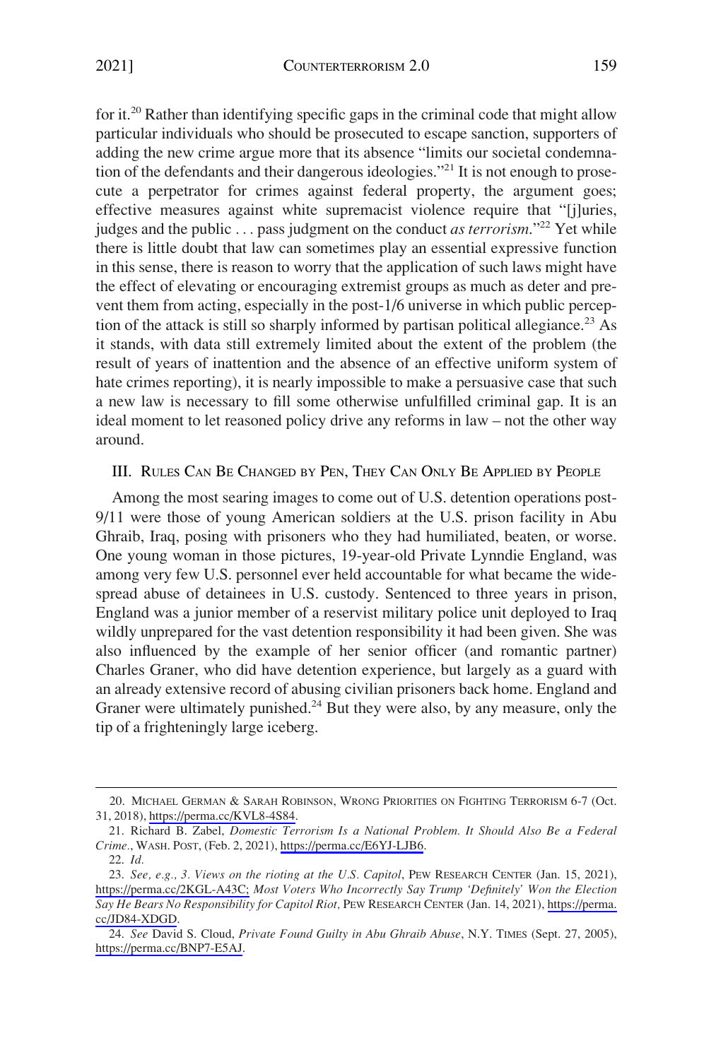for it.[20] Rather than identifying specific gaps in the criminal code that might allow particular individuals who should be prosecuted to escape sanction, supporters of adding the new crime argue more that its absence "limits our societal condemnation of the defendants and their dangerous ideologies."[21] It is not enough to prosecute a perpetrator for crimes against federal property, the argument goes; effective measures against white supremacist violence require that "[j]uries, judges and the public . . . pass judgment on the conduct *as terrorism*."[22] Yet while there is little doubt that law can sometimes play an essential expressive function in this sense, there is reason to worry that the application of such laws might have the effect of elevating or encouraging extremist groups as much as deter and prevent them from acting, especially in the post-1/6 universe in which public perception of the attack is still so sharply informed by partisan political allegiance.[23] As it stands, with data still extremely limited about the extent of the problem (the result of years of inattention and the absence of an effective uniform system of hate crimes reporting), it is nearly impossible to make a persuasive case that such a new law is necessary to fill some otherwise unfulfilled criminal gap. It is an ideal moment to let reasoned policy drive any reforms in law – not the other way around.

## III. Rules Can Be Changed by Pen, They Can Only Be Applied by People

Among the most searing images to come out of U.S. detention operations post-9/11 were those of young American soldiers at the U.S. prison facility in Abu Ghraib, Iraq, posing with prisoners who they had humiliated, beaten, or worse. One young woman in those pictures, 19-year-old Private Lynndie England, was among very few U.S. personnel ever held accountable for what became the widespread abuse of detainees in U.S. custody. Sentenced to three years in prison, England was a junior member of a reservist military police unit deployed to Iraq wildly unprepared for the vast detention responsibility it had been given. She was also influenced by the example of her senior officer (and romantic partner) Charles Graner, who did have detention experience, but largely as a guard with an already extensive record of abusing civilian prisoners back home. England and Graner were ultimately punished.[24] But they were also, by any measure, only the tip of a frighteningly large iceberg.

---

20. Michael German & Sarah Robinson, Wrong Priorities on Fighting Terrorism 6-7 (Oct. 31, 2018), https://perma.cc/KVL8-4S84.

21. Richard B. Zabel, *Domestic Terrorism Is a National Problem. It Should Also Be a Federal Crime.*, Wash. Post, (Feb. 2, 2021), https://perma.cc/E6YJ-LJB6.

22. *Id.*

23. *See, e.g., 3. Views on the rioting at the U.S. Capitol*, Pew Research Center (Jan. 15, 2021), https://perma.cc/2KGL-A43C; *Most Voters Who Incorrectly Say Trump 'Definitely' Won the Election Say He Bears No Responsibility for Capitol Riot,* Pew Research Center (Jan. 14, 2021), https://perma.cc/JD84-XDGD.

24. *See* David S. Cloud, *Private Found Guilty in Abu Ghraib Abuse*, N.Y. Times (Sept. 27, 2005), https://perma.cc/BNP7-E5AJ.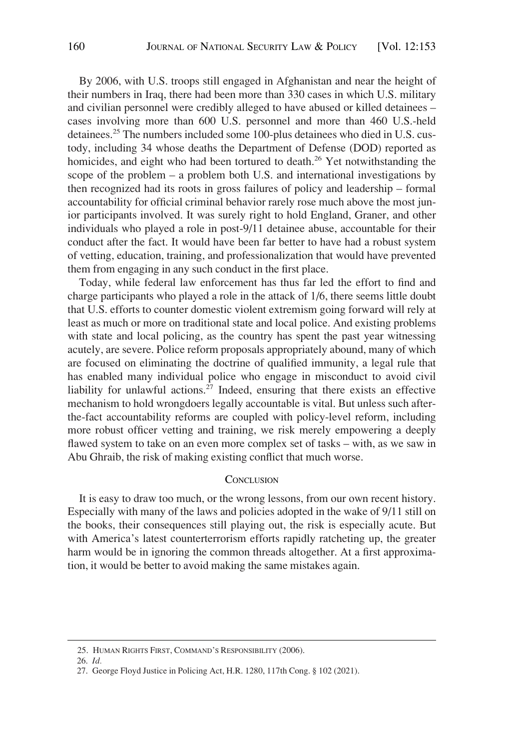By 2006, with U.S. troops still engaged in Afghanistan and near the height of their numbers in Iraq, there had been more than 330 cases in which U.S. military and civilian personnel were credibly alleged to have abused or killed detainees – cases involving more than 600 U.S. personnel and more than 460 U.S.-held detainees.[25] The numbers included some 100-plus detainees who died in U.S. custody, including 34 whose deaths the Department of Defense (DOD) reported as homicides, and eight who had been tortured to death.[26] Yet notwithstanding the scope of the problem – a problem both U.S. and international investigations by then recognized had its roots in gross failures of policy and leadership – formal accountability for official criminal behavior rarely rose much above the most junior participants involved. It was surely right to hold England, Graner, and other individuals who played a role in post-9/11 detainee abuse, accountable for their conduct after the fact. It would have been far better to have had a robust system of vetting, education, training, and professionalization that would have prevented them from engaging in any such conduct in the first place.

Today, while federal law enforcement has thus far led the effort to find and charge participants who played a role in the attack of 1/6, there seems little doubt that U.S. efforts to counter domestic violent extremism going forward will rely at least as much or more on traditional state and local police. And existing problems with state and local policing, as the country has spent the past year witnessing acutely, are severe. Police reform proposals appropriately abound, many of which are focused on eliminating the doctrine of qualified immunity, a legal rule that has enabled many individual police who engage in misconduct to avoid civil liability for unlawful actions.[27] Indeed, ensuring that there exists an effective mechanism to hold wrongdoers legally accountable is vital. But unless such after-the-fact accountability reforms are coupled with policy-level reform, including more robust officer vetting and training, we risk merely empowering a deeply flawed system to take on an even more complex set of tasks – with, as we saw in Abu Ghraib, the risk of making existing conflict that much worse.

## Conclusion

It is easy to draw too much, or the wrong lessons, from our own recent history. Especially with many of the laws and policies adopted in the wake of 9/11 still on the books, their consequences still playing out, the risk is especially acute. But with America's latest counterterrorism efforts rapidly ratcheting up, the greater harm would be in ignoring the common threads altogether. At a first approximation, it would be better to avoid making the same mistakes again.

---

25. Human Rights First, Command's Responsibility (2006).

26. *Id.*

27. George Floyd Justice in Policing Act, H.R. 1280, 117th Cong. § 102 (2021).